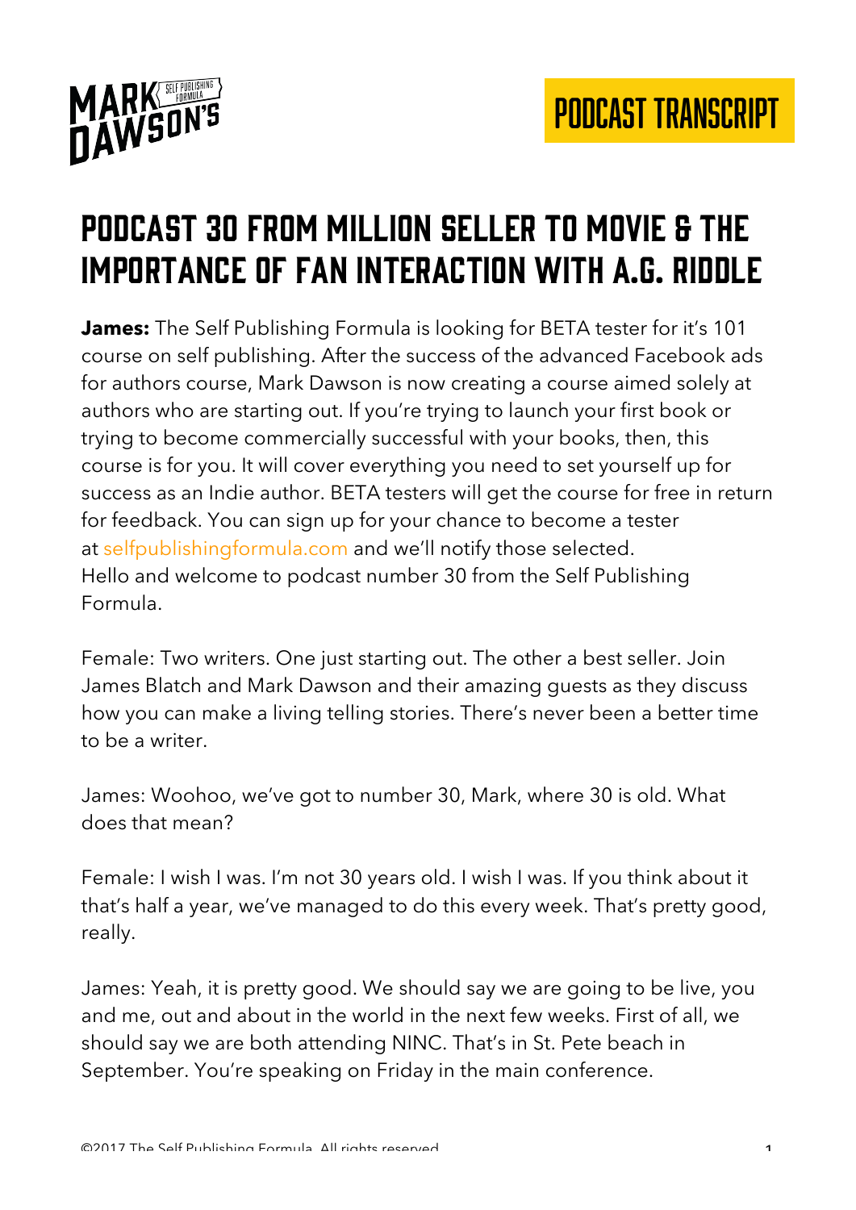# Podcast 30 From Million Seller to Movie & The Importance of Fan Interaction with A.G. Riddle

**James:** The Self Publishing Formula is looking for BETA tester for it's 101 course on self publishing. After the success of the advanced Facebook ads for authors course, Mark Dawson is now creating a course aimed solely at authors who are starting out. If you're trying to launch your first book or trying to become commercially successful with your books, then, this course is for you. It will cover everything you need to set yourself up for success as an Indie author. BETA testers will get the course for free in return for feedback. You can sign up for your chance to become a tester at selfpublishingformula.com and we'll notify those selected.
Hello and welcome to podcast number 30 from the Self Publishing Formula.

Female: Two writers. One just starting out. The other a best seller. Join James Blatch and Mark Dawson and their amazing guests as they discuss how you can make a living telling stories. There's never been a better time to be a writer.

James: Woohoo, we've got to number 30, Mark, where 30 is old. What does that mean?

Female: I wish I was. I'm not 30 years old. I wish I was. If you think about it that's half a year, we've managed to do this every week. That's pretty good, really.

James: Yeah, it is pretty good. We should say we are going to be live, you and me, out and about in the world in the next few weeks. First of all, we should say we are both attending NINC. That's in St. Pete beach in September. You're speaking on Friday in the main conference.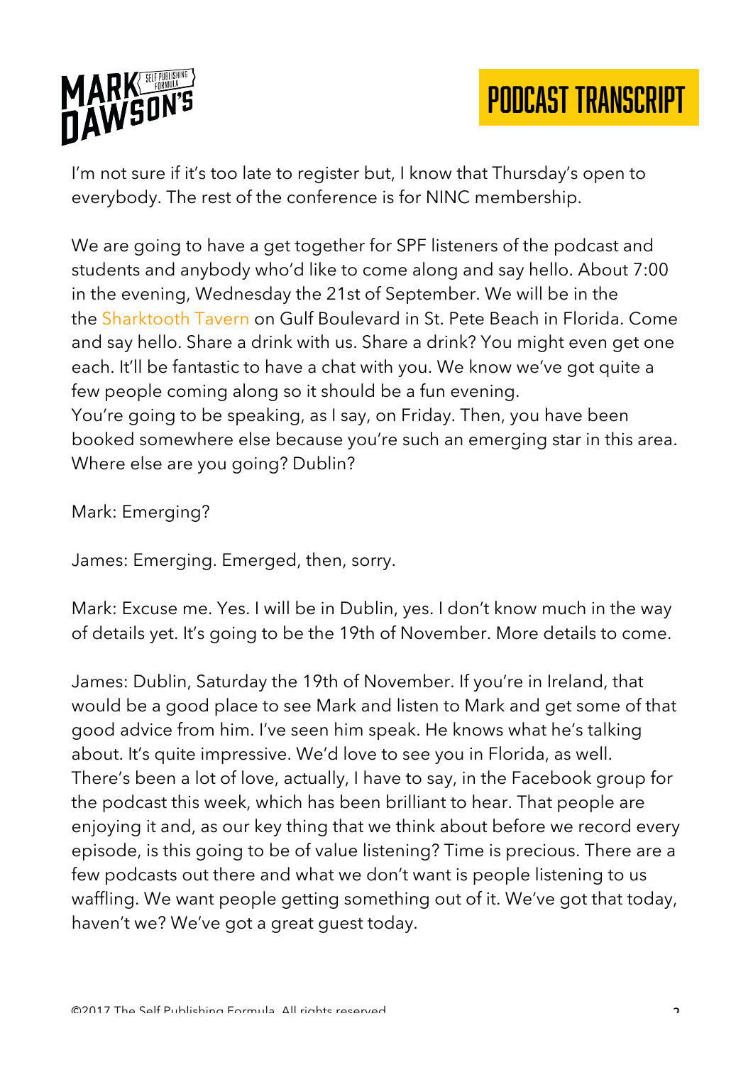I'm not sure if it's too late to register but, I know that Thursday's open to everybody. The rest of the conference is for NINC membership.

We are going to have a get together for SPF listeners of the podcast and students and anybody who'd like to come along and say hello. About 7:00 in the evening, Wednesday the 21st of September. We will be in the the Sharktooth Tavern on Gulf Boulevard in St. Pete Beach in Florida. Come and say hello. Share a drink with us. Share a drink? You might even get one each. It'll be fantastic to have a chat with you. We know we've got quite a few people coming along so it should be a fun evening.
You're going to be speaking, as I say, on Friday. Then, you have been booked somewhere else because you're such an emerging star in this area. Where else are you going? Dublin?

Mark: Emerging?

James: Emerging. Emerged, then, sorry.

Mark: Excuse me. Yes. I will be in Dublin, yes. I don't know much in the way of details yet. It's going to be the 19th of November. More details to come.

James: Dublin, Saturday the 19th of November. If you're in Ireland, that would be a good place to see Mark and listen to Mark and get some of that good advice from him. I've seen him speak. He knows what he's talking about. It's quite impressive. We'd love to see you in Florida, as well. There's been a lot of love, actually, I have to say, in the Facebook group for the podcast this week, which has been brilliant to hear. That people are enjoying it and, as our key thing that we think about before we record every episode, is this going to be of value listening? Time is precious. There are a few podcasts out there and what we don't want is people listening to us waffling. We want people getting something out of it. We've got that today, haven't we? We've got a great guest today.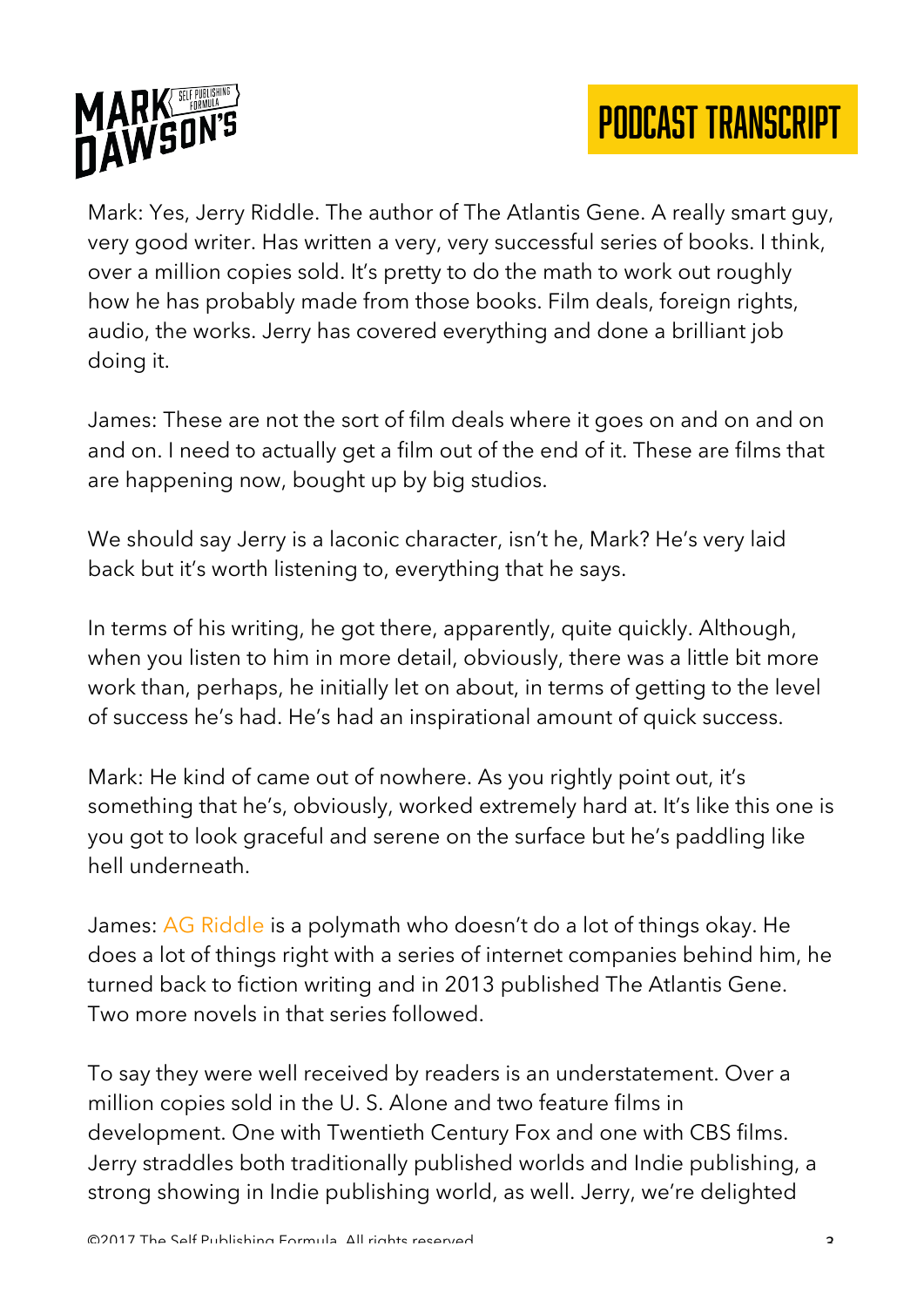Mark: Yes, Jerry Riddle. The author of The Atlantis Gene. A really smart guy, very good writer. Has written a very, very successful series of books. I think, over a million copies sold. It's pretty to do the math to work out roughly how he has probably made from those books. Film deals, foreign rights, audio, the works. Jerry has covered everything and done a brilliant job doing it.

James: These are not the sort of film deals where it goes on and on and on and on. I need to actually get a film out of the end of it. These are films that are happening now, bought up by big studios.

We should say Jerry is a laconic character, isn't he, Mark? He's very laid back but it's worth listening to, everything that he says.

In terms of his writing, he got there, apparently, quite quickly. Although, when you listen to him in more detail, obviously, there was a little bit more work than, perhaps, he initially let on about, in terms of getting to the level of success he's had. He's had an inspirational amount of quick success.

Mark: He kind of came out of nowhere. As you rightly point out, it's something that he's, obviously, worked extremely hard at. It's like this one is you got to look graceful and serene on the surface but he's paddling like hell underneath.

James: AG Riddle is a polymath who doesn't do a lot of things okay. He does a lot of things right with a series of internet companies behind him, he turned back to fiction writing and in 2013 published The Atlantis Gene. Two more novels in that series followed.

To say they were well received by readers is an understatement. Over a million copies sold in the U. S. Alone and two feature films in development. One with Twentieth Century Fox and one with CBS films. Jerry straddles both traditionally published worlds and Indie publishing, a strong showing in Indie publishing world, as well. Jerry, we're delighted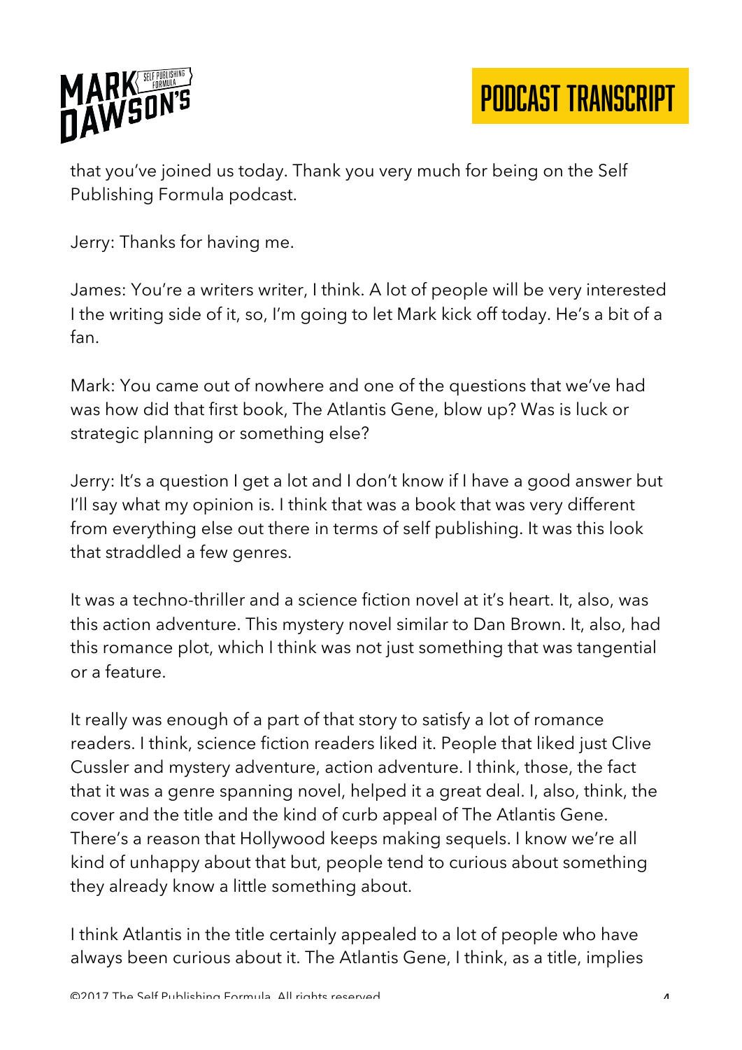that you've joined us today. Thank you very much for being on the Self Publishing Formula podcast.

Jerry: Thanks for having me.

James: You're a writers writer, I think. A lot of people will be very interested I the writing side of it, so, I'm going to let Mark kick off today. He's a bit of a fan.

Mark: You came out of nowhere and one of the questions that we've had was how did that first book, The Atlantis Gene, blow up? Was is luck or strategic planning or something else?

Jerry: It's a question I get a lot and I don't know if I have a good answer but I'll say what my opinion is. I think that was a book that was very different from everything else out there in terms of self publishing. It was this look that straddled a few genres.

It was a techno-thriller and a science fiction novel at it's heart. It, also, was this action adventure. This mystery novel similar to Dan Brown. It, also, had this romance plot, which I think was not just something that was tangential or a feature.

It really was enough of a part of that story to satisfy a lot of romance readers. I think, science fiction readers liked it. People that liked just Clive Cussler and mystery adventure, action adventure. I think, those, the fact that it was a genre spanning novel, helped it a great deal. I, also, think, the cover and the title and the kind of curb appeal of The Atlantis Gene. There's a reason that Hollywood keeps making sequels. I know we're all kind of unhappy about that but, people tend to curious about something they already know a little something about.

I think Atlantis in the title certainly appealed to a lot of people who have always been curious about it. The Atlantis Gene, I think, as a title, implies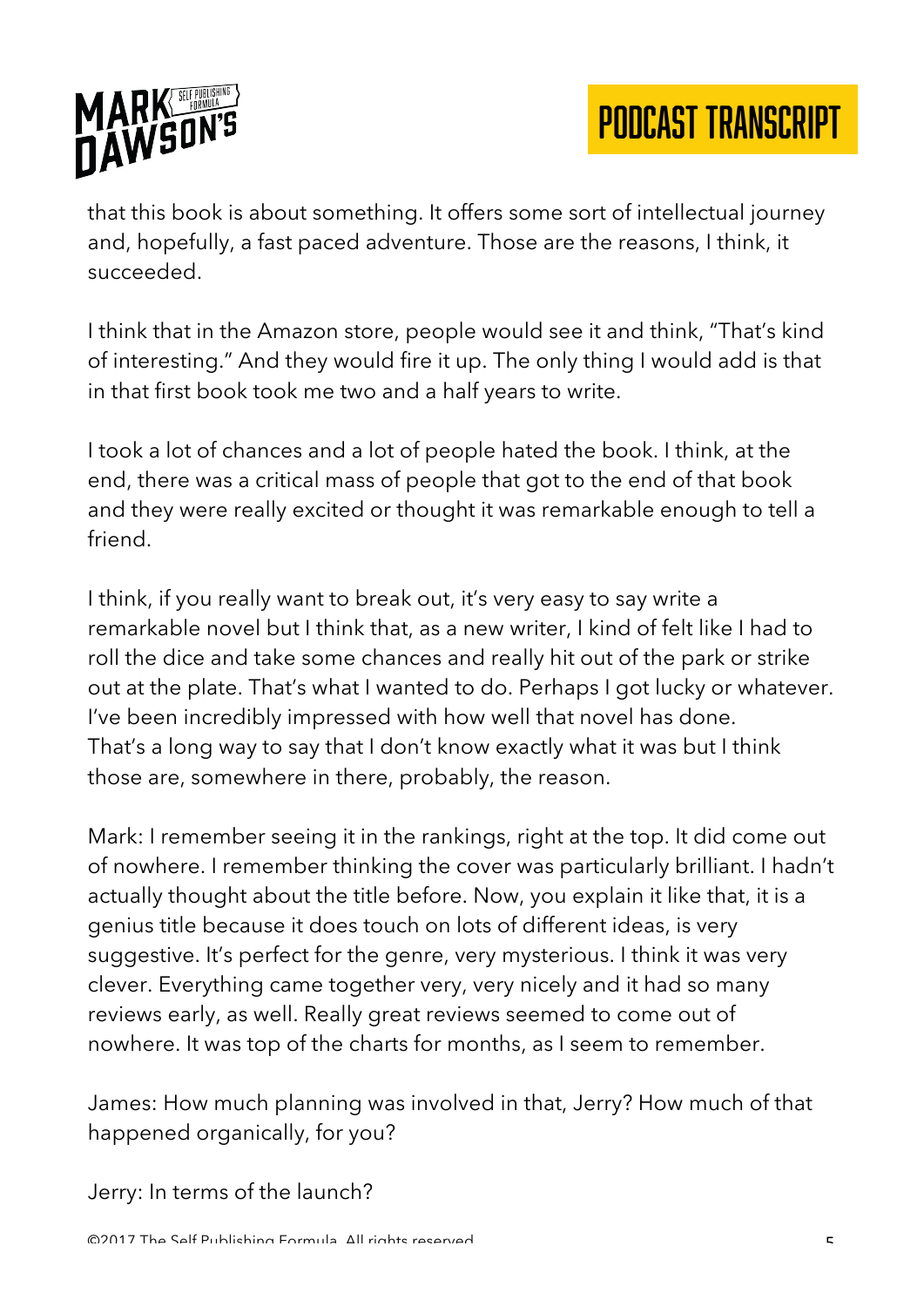that this book is about something. It offers some sort of intellectual journey and, hopefully, a fast paced adventure. Those are the reasons, I think, it succeeded.

I think that in the Amazon store, people would see it and think, "That's kind of interesting." And they would fire it up. The only thing I would add is that in that first book took me two and a half years to write.

I took a lot of chances and a lot of people hated the book. I think, at the end, there was a critical mass of people that got to the end of that book and they were really excited or thought it was remarkable enough to tell a friend.

I think, if you really want to break out, it's very easy to say write a remarkable novel but I think that, as a new writer, I kind of felt like I had to roll the dice and take some chances and really hit out of the park or strike out at the plate. That's what I wanted to do. Perhaps I got lucky or whatever. I've been incredibly impressed with how well that novel has done. That's a long way to say that I don't know exactly what it was but I think those are, somewhere in there, probably, the reason.

Mark: I remember seeing it in the rankings, right at the top. It did come out of nowhere. I remember thinking the cover was particularly brilliant. I hadn't actually thought about the title before. Now, you explain it like that, it is a genius title because it does touch on lots of different ideas, is very suggestive. It's perfect for the genre, very mysterious. I think it was very clever. Everything came together very, very nicely and it had so many reviews early, as well. Really great reviews seemed to come out of nowhere. It was top of the charts for months, as I seem to remember.

James: How much planning was involved in that, Jerry? How much of that happened organically, for you?

Jerry: In terms of the launch?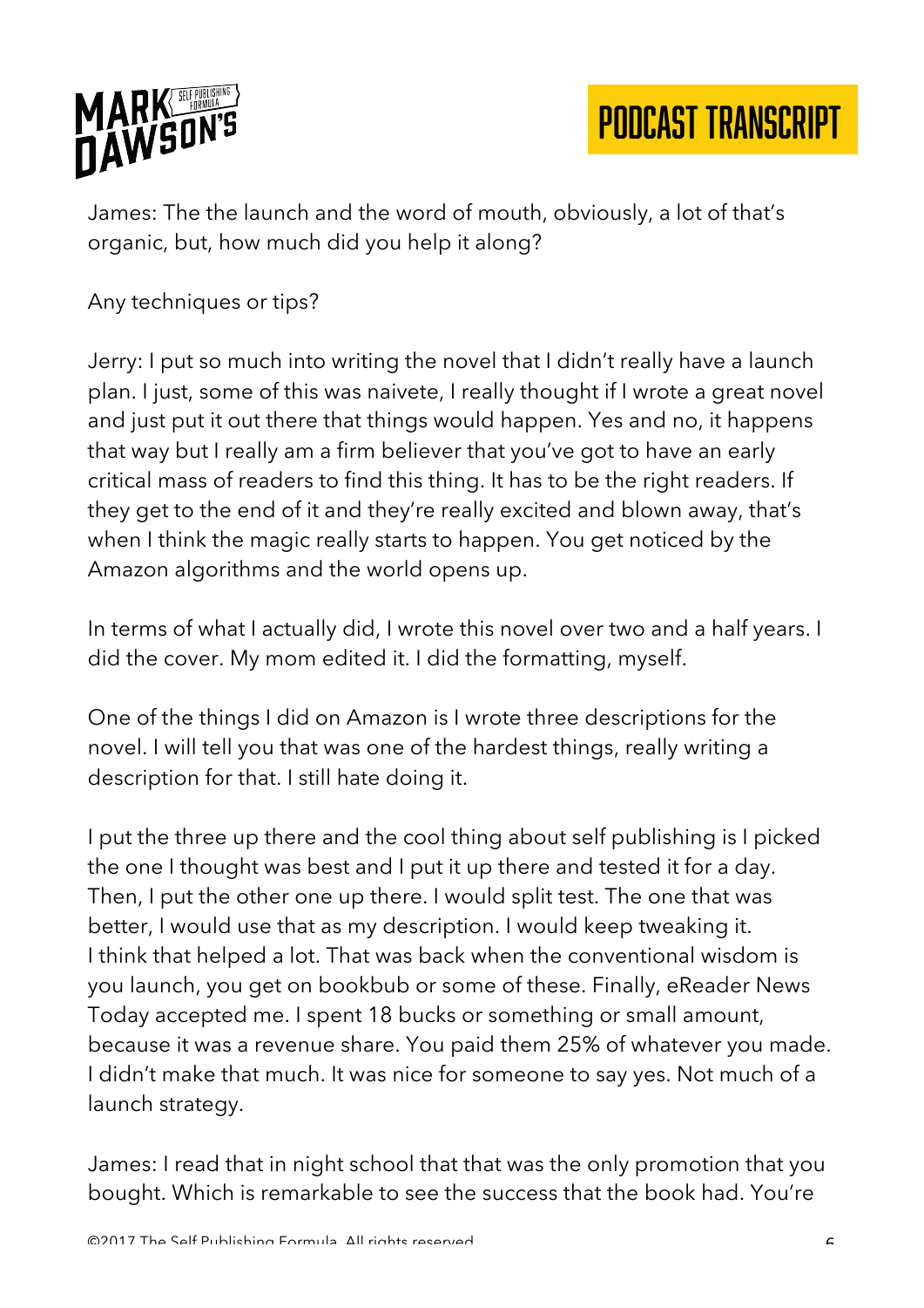James: The the launch and the word of mouth, obviously, a lot of that's organic, but, how much did you help it along?

Any techniques or tips?

Jerry: I put so much into writing the novel that I didn't really have a launch plan. I just, some of this was naivete, I really thought if I wrote a great novel and just put it out there that things would happen. Yes and no, it happens that way but I really am a firm believer that you've got to have an early critical mass of readers to find this thing. It has to be the right readers. If they get to the end of it and they're really excited and blown away, that's when I think the magic really starts to happen. You get noticed by the Amazon algorithms and the world opens up.

In terms of what I actually did, I wrote this novel over two and a half years. I did the cover. My mom edited it. I did the formatting, myself.

One of the things I did on Amazon is I wrote three descriptions for the novel. I will tell you that was one of the hardest things, really writing a description for that. I still hate doing it.

I put the three up there and the cool thing about self publishing is I picked the one I thought was best and I put it up there and tested it for a day. Then, I put the other one up there. I would split test. The one that was better, I would use that as my description. I would keep tweaking it. I think that helped a lot. That was back when the conventional wisdom is you launch, you get on bookbub or some of these. Finally, eReader News Today accepted me. I spent 18 bucks or something or small amount, because it was a revenue share. You paid them 25% of whatever you made. I didn't make that much. It was nice for someone to say yes. Not much of a launch strategy.

James: I read that in night school that that was the only promotion that you bought. Which is remarkable to see the success that the book had. You're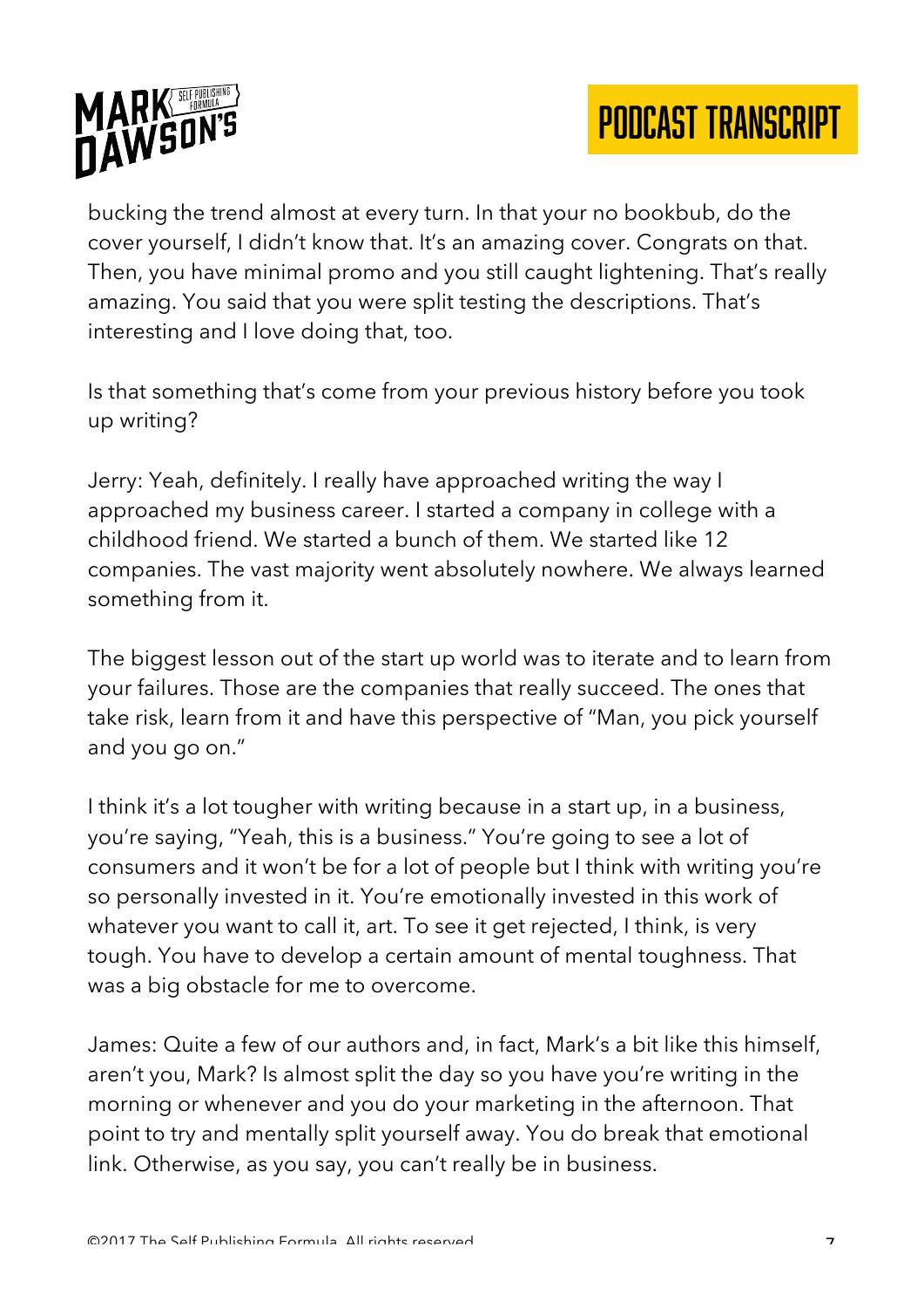bucking the trend almost at every turn. In that your no bookbub, do the cover yourself, I didn't know that. It's an amazing cover. Congrats on that. Then, you have minimal promo and you still caught lightening. That's really amazing. You said that you were split testing the descriptions. That's interesting and I love doing that, too.

Is that something that's come from your previous history before you took up writing?

Jerry: Yeah, definitely. I really have approached writing the way I approached my business career. I started a company in college with a childhood friend. We started a bunch of them. We started like 12 companies. The vast majority went absolutely nowhere. We always learned something from it.

The biggest lesson out of the start up world was to iterate and to learn from your failures. Those are the companies that really succeed. The ones that take risk, learn from it and have this perspective of "Man, you pick yourself and you go on."

I think it's a lot tougher with writing because in a start up, in a business, you're saying, "Yeah, this is a business." You're going to see a lot of consumers and it won't be for a lot of people but I think with writing you're so personally invested in it. You're emotionally invested in this work of whatever you want to call it, art. To see it get rejected, I think, is very tough. You have to develop a certain amount of mental toughness. That was a big obstacle for me to overcome.

James: Quite a few of our authors and, in fact, Mark's a bit like this himself, aren't you, Mark? Is almost split the day so you have you're writing in the morning or whenever and you do your marketing in the afternoon. That point to try and mentally split yourself away. You do break that emotional link. Otherwise, as you say, you can't really be in business.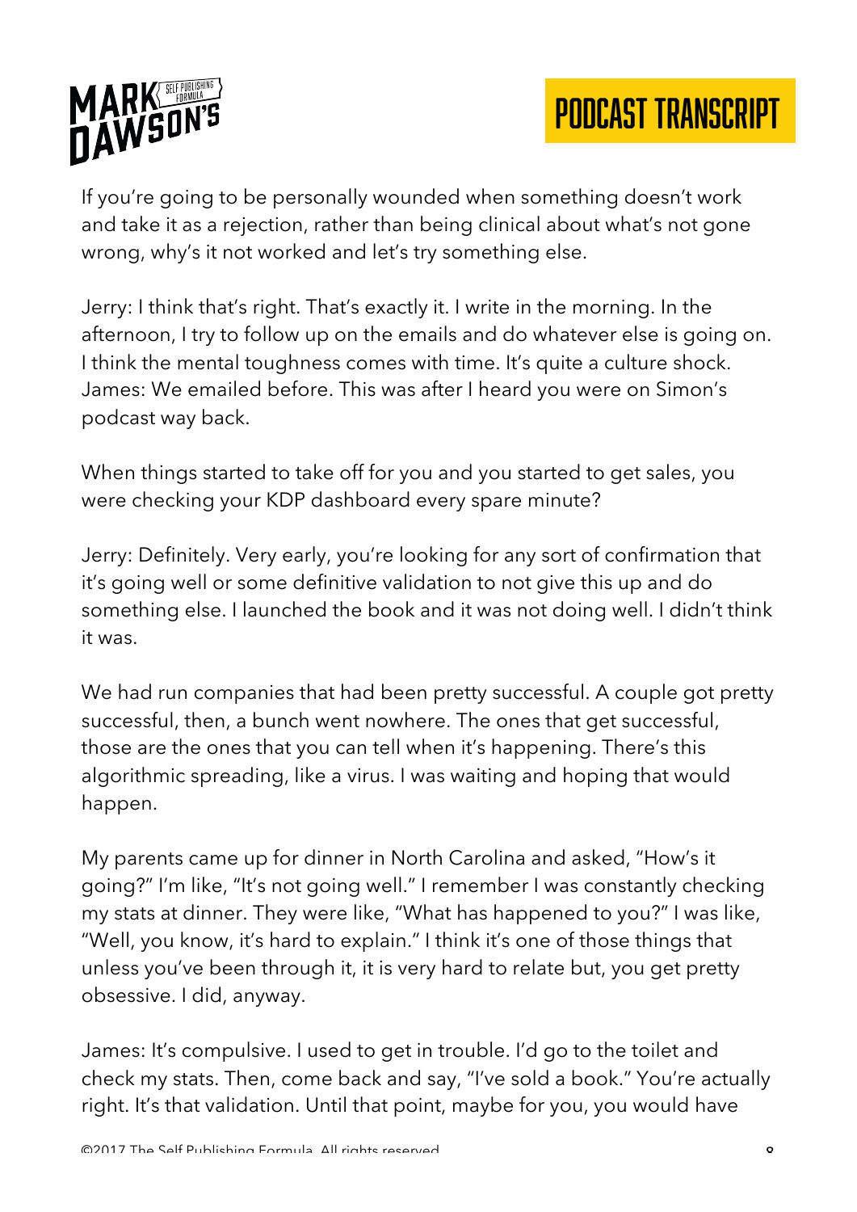If you're going to be personally wounded when something doesn't work and take it as a rejection, rather than being clinical about what's not gone wrong, why's it not worked and let's try something else.

Jerry: I think that's right. That's exactly it. I write in the morning. In the afternoon, I try to follow up on the emails and do whatever else is going on. I think the mental toughness comes with time. It's quite a culture shock.
James: We emailed before. This was after I heard you were on Simon's podcast way back.

When things started to take off for you and you started to get sales, you were checking your KDP dashboard every spare minute?

Jerry: Definitely. Very early, you're looking for any sort of confirmation that it's going well or some definitive validation to not give this up and do something else. I launched the book and it was not doing well. I didn't think it was.

We had run companies that had been pretty successful. A couple got pretty successful, then, a bunch went nowhere. The ones that get successful, those are the ones that you can tell when it's happening. There's this algorithmic spreading, like a virus. I was waiting and hoping that would happen.

My parents came up for dinner in North Carolina and asked, "How's it going?" I'm like, "It's not going well." I remember I was constantly checking my stats at dinner. They were like, "What has happened to you?" I was like, "Well, you know, it's hard to explain." I think it's one of those things that unless you've been through it, it is very hard to relate but, you get pretty obsessive. I did, anyway.

James: It's compulsive. I used to get in trouble. I'd go to the toilet and check my stats. Then, come back and say, "I've sold a book." You're actually right. It's that validation. Until that point, maybe for you, you would have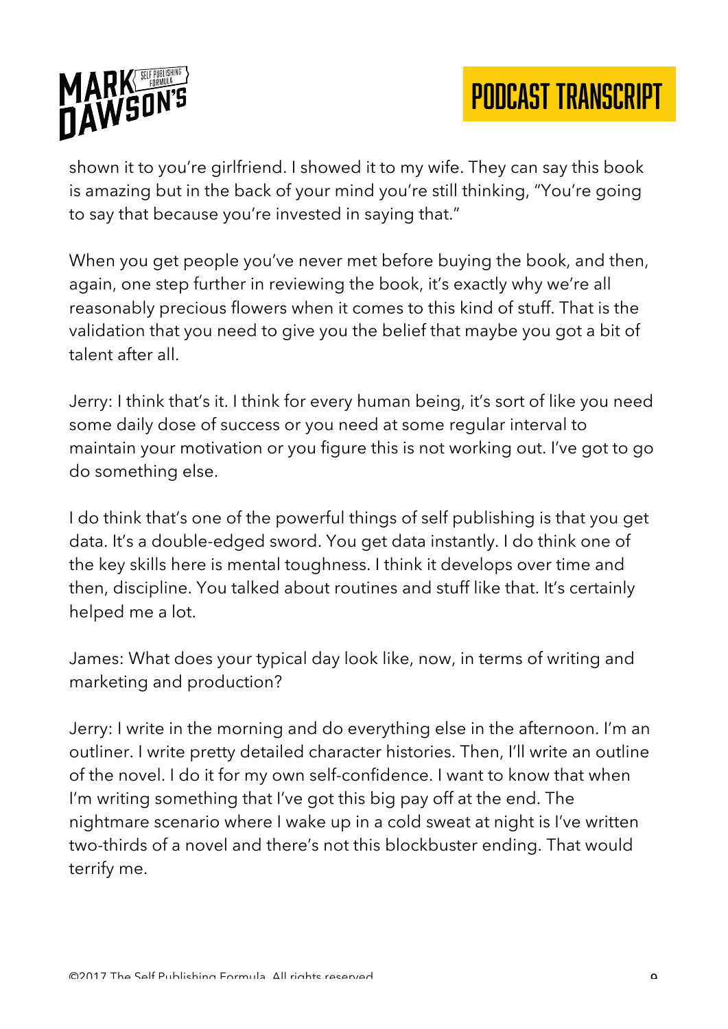shown it to you're girlfriend. I showed it to my wife. They can say this book is amazing but in the back of your mind you're still thinking, "You're going to say that because you're invested in saying that."

When you get people you've never met before buying the book, and then, again, one step further in reviewing the book, it's exactly why we're all reasonably precious flowers when it comes to this kind of stuff. That is the validation that you need to give you the belief that maybe you got a bit of talent after all.

Jerry: I think that's it. I think for every human being, it's sort of like you need some daily dose of success or you need at some regular interval to maintain your motivation or you figure this is not working out. I've got to go do something else.

I do think that's one of the powerful things of self publishing is that you get data. It's a double-edged sword. You get data instantly. I do think one of the key skills here is mental toughness. I think it develops over time and then, discipline. You talked about routines and stuff like that. It's certainly helped me a lot.

James: What does your typical day look like, now, in terms of writing and marketing and production?

Jerry: I write in the morning and do everything else in the afternoon. I'm an outliner. I write pretty detailed character histories. Then, I'll write an outline of the novel. I do it for my own self-confidence. I want to know that when I'm writing something that I've got this big pay off at the end. The nightmare scenario where I wake up in a cold sweat at night is I've written two-thirds of a novel and there's not this blockbuster ending. That would terrify me.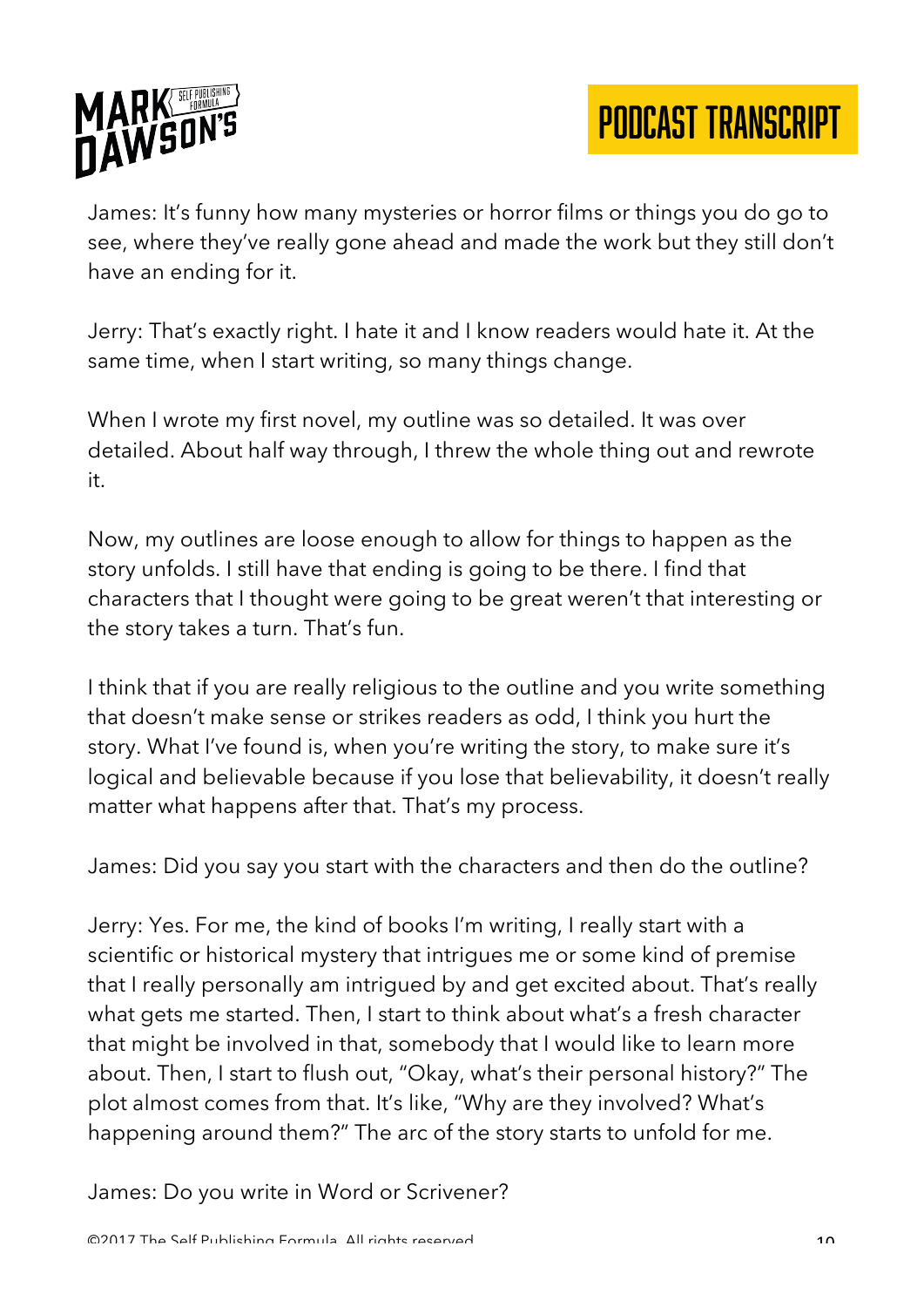James: It's funny how many mysteries or horror films or things you do go to see, where they've really gone ahead and made the work but they still don't have an ending for it.

Jerry: That's exactly right. I hate it and I know readers would hate it. At the same time, when I start writing, so many things change.

When I wrote my first novel, my outline was so detailed. It was over detailed. About half way through, I threw the whole thing out and rewrote it.

Now, my outlines are loose enough to allow for things to happen as the story unfolds. I still have that ending is going to be there. I find that characters that I thought were going to be great weren't that interesting or the story takes a turn. That's fun.

I think that if you are really religious to the outline and you write something that doesn't make sense or strikes readers as odd, I think you hurt the story. What I've found is, when you're writing the story, to make sure it's logical and believable because if you lose that believability, it doesn't really matter what happens after that. That's my process.

James: Did you say you start with the characters and then do the outline?

Jerry: Yes. For me, the kind of books I'm writing, I really start with a scientific or historical mystery that intrigues me or some kind of premise that I really personally am intrigued by and get excited about. That's really what gets me started. Then, I start to think about what's a fresh character that might be involved in that, somebody that I would like to learn more about. Then, I start to flush out, "Okay, what's their personal history?" The plot almost comes from that. It's like, "Why are they involved? What's happening around them?" The arc of the story starts to unfold for me.

James: Do you write in Word or Scrivener?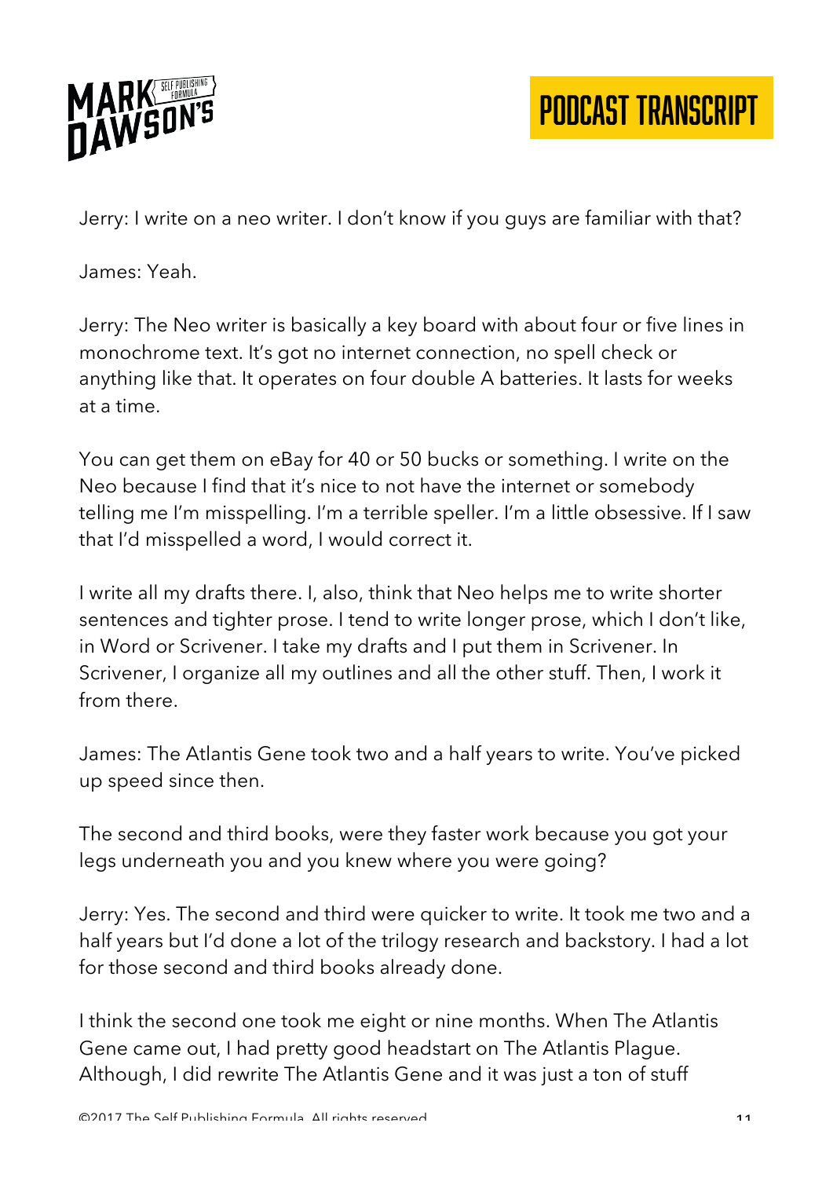Jerry: I write on a neo writer. I don't know if you guys are familiar with that?

James: Yeah.

Jerry: The Neo writer is basically a key board with about four or five lines in monochrome text. It's got no internet connection, no spell check or anything like that. It operates on four double A batteries. It lasts for weeks at a time.

You can get them on eBay for 40 or 50 bucks or something. I write on the Neo because I find that it's nice to not have the internet or somebody telling me I'm misspelling. I'm a terrible speller. I'm a little obsessive. If I saw that I'd misspelled a word, I would correct it.

I write all my drafts there. I, also, think that Neo helps me to write shorter sentences and tighter prose. I tend to write longer prose, which I don't like, in Word or Scrivener. I take my drafts and I put them in Scrivener. In Scrivener, I organize all my outlines and all the other stuff. Then, I work it from there.

James: The Atlantis Gene took two and a half years to write. You've picked up speed since then.

The second and third books, were they faster work because you got your legs underneath you and you knew where you were going?

Jerry: Yes. The second and third were quicker to write. It took me two and a half years but I'd done a lot of the trilogy research and backstory. I had a lot for those second and third books already done.

I think the second one took me eight or nine months. When The Atlantis Gene came out, I had pretty good headstart on The Atlantis Plague. Although, I did rewrite The Atlantis Gene and it was just a ton of stuff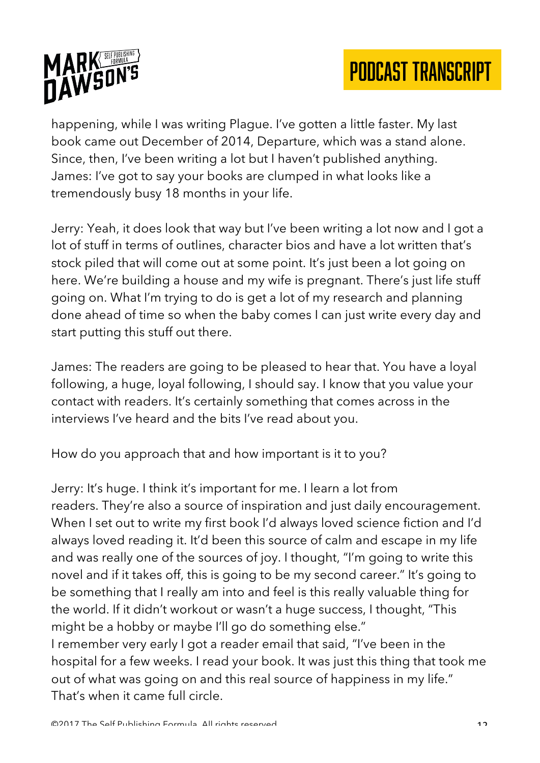happening, while I was writing Plague. I've gotten a little faster. My last book came out December of 2014, Departure, which was a stand alone. Since, then, I've been writing a lot but I haven't published anything.
James: I've got to say your books are clumped in what looks like a tremendously busy 18 months in your life.

Jerry: Yeah, it does look that way but I've been writing a lot now and I got a lot of stuff in terms of outlines, character bios and have a lot written that's stock piled that will come out at some point. It's just been a lot going on here. We're building a house and my wife is pregnant. There's just life stuff going on. What I'm trying to do is get a lot of my research and planning done ahead of time so when the baby comes I can just write every day and start putting this stuff out there.

James: The readers are going to be pleased to hear that. You have a loyal following, a huge, loyal following, I should say. I know that you value your contact with readers. It's certainly something that comes across in the interviews I've heard and the bits I've read about you.

How do you approach that and how important is it to you?

Jerry: It's huge. I think it's important for me. I learn a lot from readers. They're also a source of inspiration and just daily encouragement. When I set out to write my first book I'd always loved science fiction and I'd always loved reading it. It'd been this source of calm and escape in my life and was really one of the sources of joy. I thought, "I'm going to write this novel and if it takes off, this is going to be my second career." It's going to be something that I really am into and feel is this really valuable thing for the world. If it didn't workout or wasn't a huge success, I thought, "This might be a hobby or maybe I'll go do something else."
I remember very early I got a reader email that said, "I've been in the hospital for a few weeks. I read your book. It was just this thing that took me out of what was going on and this real source of happiness in my life." That's when it came full circle.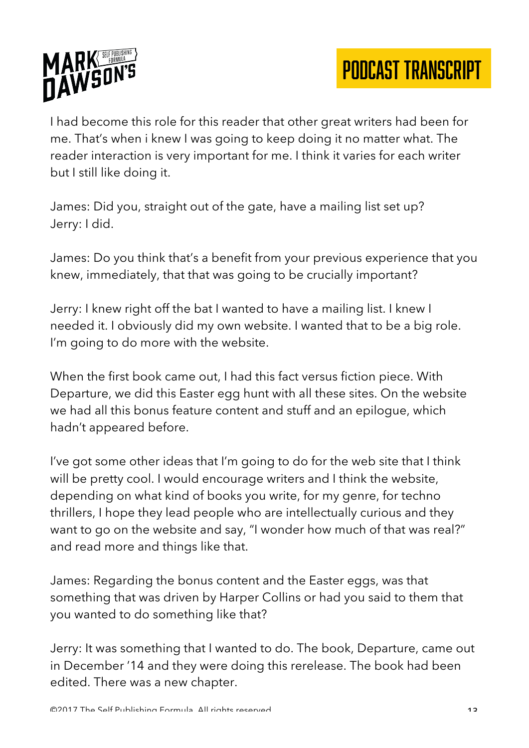I had become this role for this reader that other great writers had been for me. That's when i knew I was going to keep doing it no matter what. The reader interaction is very important for me. I think it varies for each writer but I still like doing it.

James: Did you, straight out of the gate, have a mailing list set up?
Jerry: I did.

James: Do you think that's a benefit from your previous experience that you knew, immediately, that that was going to be crucially important?

Jerry: I knew right off the bat I wanted to have a mailing list. I knew I needed it. I obviously did my own website. I wanted that to be a big role. I'm going to do more with the website.

When the first book came out, I had this fact versus fiction piece. With Departure, we did this Easter egg hunt with all these sites. On the website we had all this bonus feature content and stuff and an epilogue, which hadn't appeared before.

I've got some other ideas that I'm going to do for the web site that I think will be pretty cool. I would encourage writers and I think the website, depending on what kind of books you write, for my genre, for techno thrillers, I hope they lead people who are intellectually curious and they want to go on the website and say, "I wonder how much of that was real?" and read more and things like that.

James: Regarding the bonus content and the Easter eggs, was that something that was driven by Harper Collins or had you said to them that you wanted to do something like that?

Jerry: It was something that I wanted to do. The book, Departure, came out in December '14 and they were doing this rerelease. The book had been edited. There was a new chapter.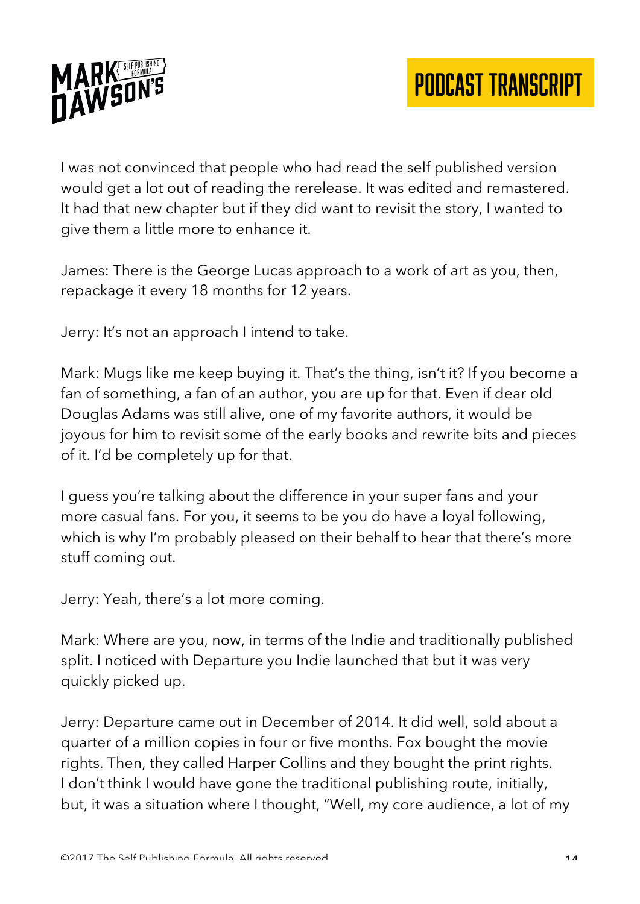I was not convinced that people who had read the self published version would get a lot out of reading the rerelease. It was edited and remastered. It had that new chapter but if they did want to revisit the story, I wanted to give them a little more to enhance it.

James: There is the George Lucas approach to a work of art as you, then, repackage it every 18 months for 12 years.

Jerry: It's not an approach I intend to take.

Mark: Mugs like me keep buying it. That's the thing, isn't it? If you become a fan of something, a fan of an author, you are up for that. Even if dear old Douglas Adams was still alive, one of my favorite authors, it would be joyous for him to revisit some of the early books and rewrite bits and pieces of it. I'd be completely up for that.

I guess you're talking about the difference in your super fans and your more casual fans. For you, it seems to be you do have a loyal following, which is why I'm probably pleased on their behalf to hear that there's more stuff coming out.

Jerry: Yeah, there's a lot more coming.

Mark: Where are you, now, in terms of the Indie and traditionally published split. I noticed with Departure you Indie launched that but it was very quickly picked up.

Jerry: Departure came out in December of 2014. It did well, sold about a quarter of a million copies in four or five months. Fox bought the movie rights. Then, they called Harper Collins and they bought the print rights. I don't think I would have gone the traditional publishing route, initially, but, it was a situation where I thought, "Well, my core audience, a lot of my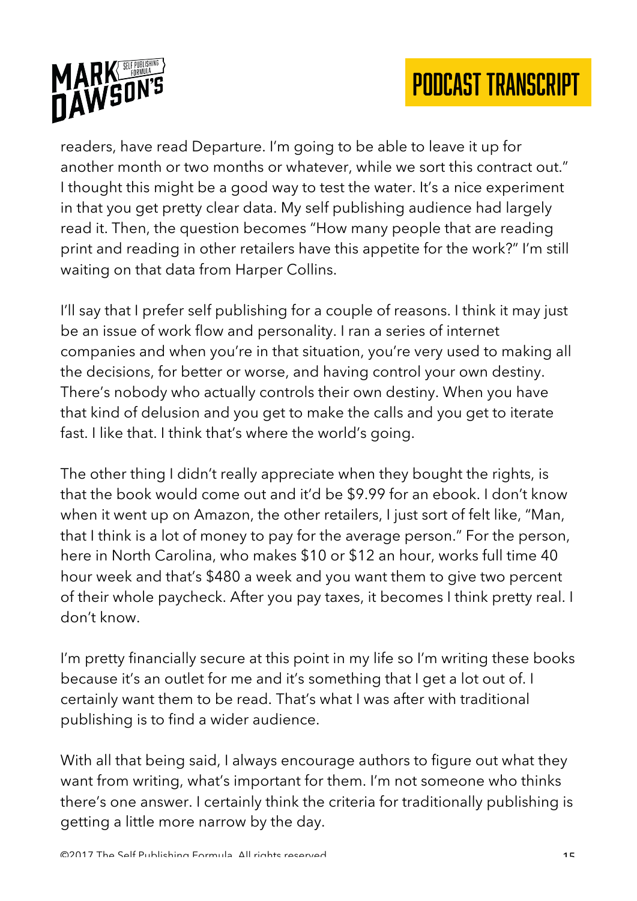readers, have read Departure. I'm going to be able to leave it up for another month or two months or whatever, while we sort this contract out." I thought this might be a good way to test the water. It's a nice experiment in that you get pretty clear data. My self publishing audience had largely read it. Then, the question becomes "How many people that are reading print and reading in other retailers have this appetite for the work?" I'm still waiting on that data from Harper Collins.

I'll say that I prefer self publishing for a couple of reasons. I think it may just be an issue of work flow and personality. I ran a series of internet companies and when you're in that situation, you're very used to making all the decisions, for better or worse, and having control your own destiny. There's nobody who actually controls their own destiny. When you have that kind of delusion and you get to make the calls and you get to iterate fast. I like that. I think that's where the world's going.

The other thing I didn't really appreciate when they bought the rights, is that the book would come out and it'd be $9.99 for an ebook. I don't know when it went up on Amazon, the other retailers, I just sort of felt like, "Man, that I think is a lot of money to pay for the average person." For the person, here in North Carolina, who makes $10 or $12 an hour, works full time 40 hour week and that's $480 a week and you want them to give two percent of their whole paycheck. After you pay taxes, it becomes I think pretty real. I don't know.

I'm pretty financially secure at this point in my life so I'm writing these books because it's an outlet for me and it's something that I get a lot out of. I certainly want them to be read. That's what I was after with traditional publishing is to find a wider audience.

With all that being said, I always encourage authors to figure out what they want from writing, what's important for them. I'm not someone who thinks there's one answer. I certainly think the criteria for traditionally publishing is getting a little more narrow by the day.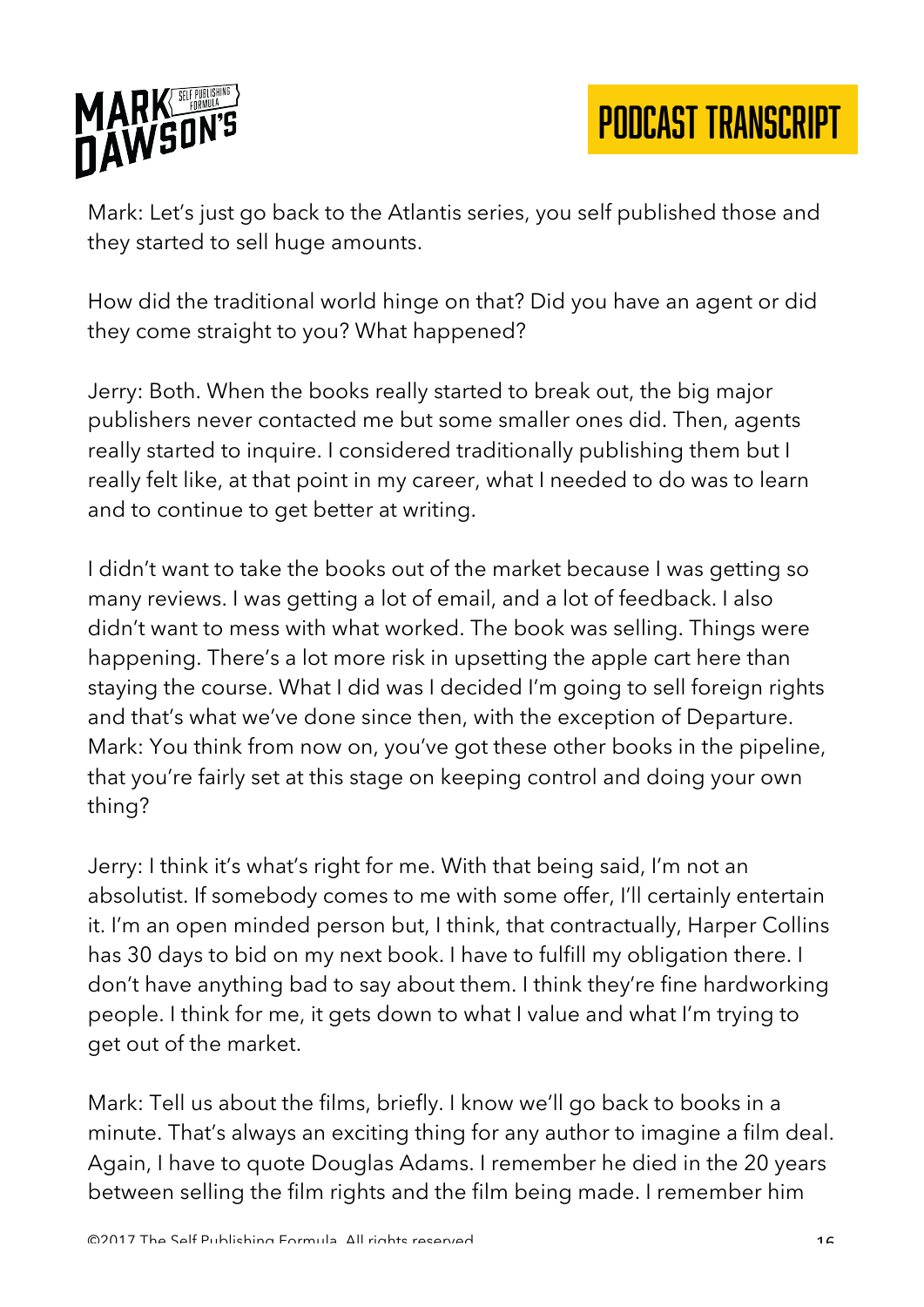Mark: Let's just go back to the Atlantis series, you self published those and they started to sell huge amounts.

How did the traditional world hinge on that? Did you have an agent or did they come straight to you? What happened?

Jerry: Both. When the books really started to break out, the big major publishers never contacted me but some smaller ones did. Then, agents really started to inquire. I considered traditionally publishing them but I really felt like, at that point in my career, what I needed to do was to learn and to continue to get better at writing.

I didn't want to take the books out of the market because I was getting so many reviews. I was getting a lot of email, and a lot of feedback. I also didn't want to mess with what worked. The book was selling. Things were happening. There's a lot more risk in upsetting the apple cart here than staying the course. What I did was I decided I'm going to sell foreign rights and that's what we've done since then, with the exception of Departure.

Mark: You think from now on, you've got these other books in the pipeline, that you're fairly set at this stage on keeping control and doing your own thing?

Jerry: I think it's what's right for me. With that being said, I'm not an absolutist. If somebody comes to me with some offer, I'll certainly entertain it. I'm an open minded person but, I think, that contractually, Harper Collins has 30 days to bid on my next book. I have to fulfill my obligation there. I don't have anything bad to say about them. I think they're fine hardworking people. I think for me, it gets down to what I value and what I'm trying to get out of the market.

Mark: Tell us about the films, briefly. I know we'll go back to books in a minute. That's always an exciting thing for any author to imagine a film deal. Again, I have to quote Douglas Adams. I remember he died in the 20 years between selling the film rights and the film being made. I remember him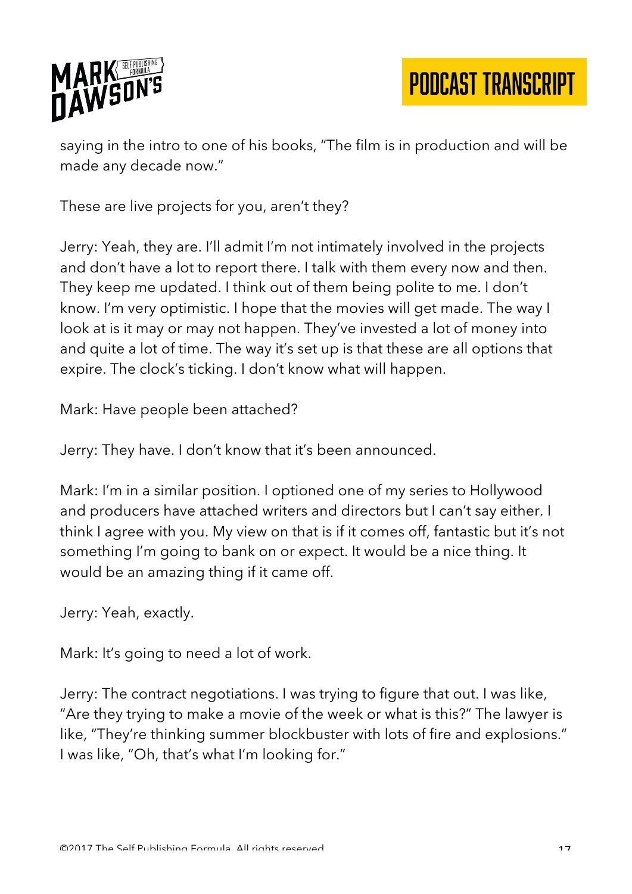saying in the intro to one of his books, "The film is in production and will be made any decade now."

These are live projects for you, aren't they?

Jerry: Yeah, they are. I'll admit I'm not intimately involved in the projects and don't have a lot to report there. I talk with them every now and then. They keep me updated. I think out of them being polite to me. I don't know. I'm very optimistic. I hope that the movies will get made. The way I look at is it may or may not happen. They've invested a lot of money into and quite a lot of time. The way it's set up is that these are all options that expire. The clock's ticking. I don't know what will happen.

Mark: Have people been attached?

Jerry: They have. I don't know that it's been announced.

Mark: I'm in a similar position. I optioned one of my series to Hollywood and producers have attached writers and directors but I can't say either. I think I agree with you. My view on that is if it comes off, fantastic but it's not something I'm going to bank on or expect. It would be a nice thing. It would be an amazing thing if it came off.

Jerry: Yeah, exactly.

Mark: It's going to need a lot of work.

Jerry: The contract negotiations. I was trying to figure that out. I was like, "Are they trying to make a movie of the week or what is this?" The lawyer is like, "They're thinking summer blockbuster with lots of fire and explosions." I was like, "Oh, that's what I'm looking for."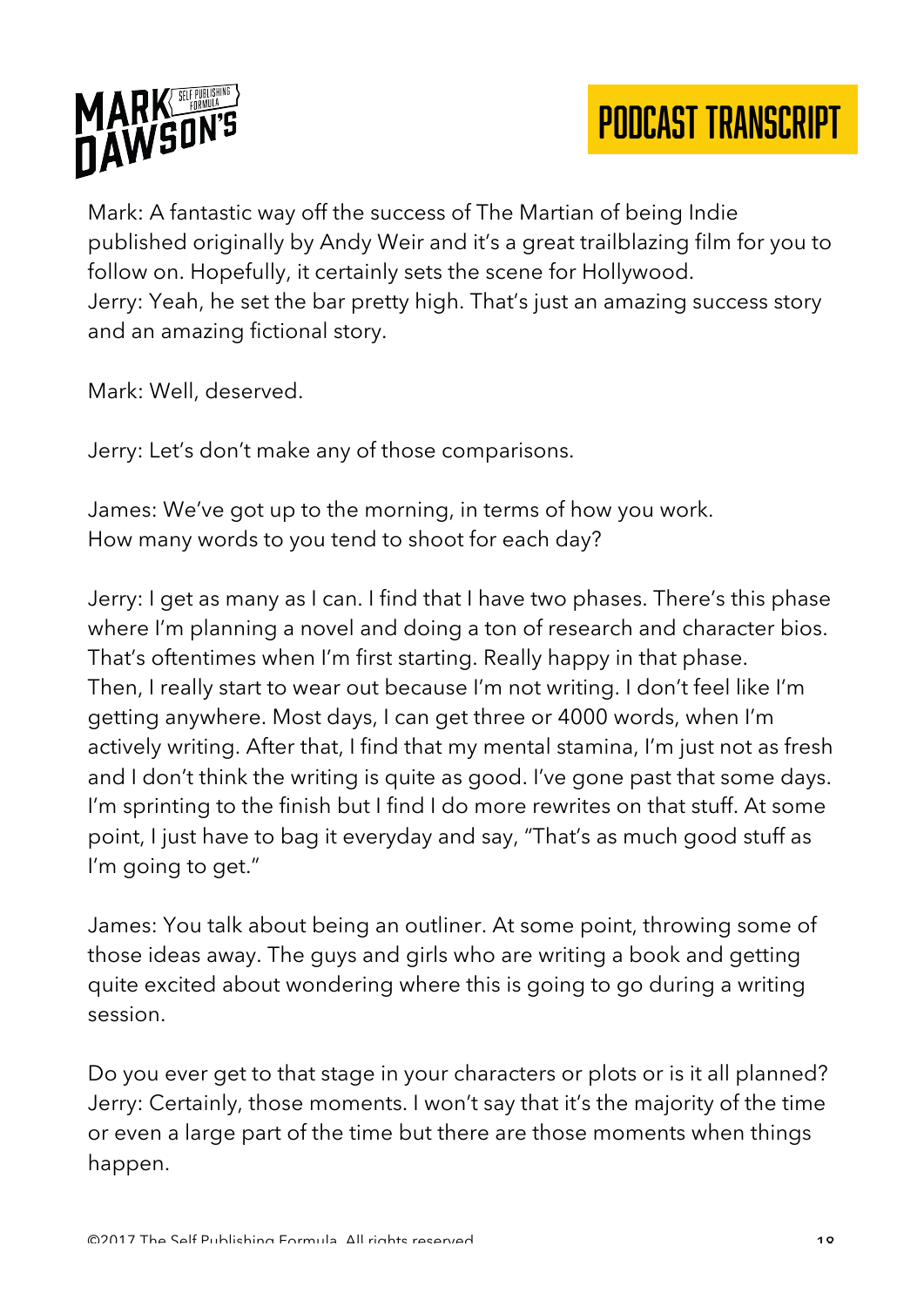Mark: A fantastic way off the success of The Martian of being Indie published originally by Andy Weir and it's a great trailblazing film for you to follow on. Hopefully, it certainly sets the scene for Hollywood.
Jerry: Yeah, he set the bar pretty high. That's just an amazing success story and an amazing fictional story.

Mark: Well, deserved.

Jerry: Let's don't make any of those comparisons.

James: We've got up to the morning, in terms of how you work.
How many words to you tend to shoot for each day?

Jerry: I get as many as I can. I find that I have two phases. There's this phase where I'm planning a novel and doing a ton of research and character bios. That's oftentimes when I'm first starting. Really happy in that phase.
Then, I really start to wear out because I'm not writing. I don't feel like I'm getting anywhere. Most days, I can get three or 4000 words, when I'm actively writing. After that, I find that my mental stamina, I'm just not as fresh and I don't think the writing is quite as good. I've gone past that some days. I'm sprinting to the finish but I find I do more rewrites on that stuff. At some point, I just have to bag it everyday and say, "That's as much good stuff as I'm going to get."

James: You talk about being an outliner. At some point, throwing some of those ideas away. The guys and girls who are writing a book and getting quite excited about wondering where this is going to go during a writing session.

Do you ever get to that stage in your characters or plots or is it all planned?
Jerry: Certainly, those moments. I won't say that it's the majority of the time or even a large part of the time but there are those moments when things happen.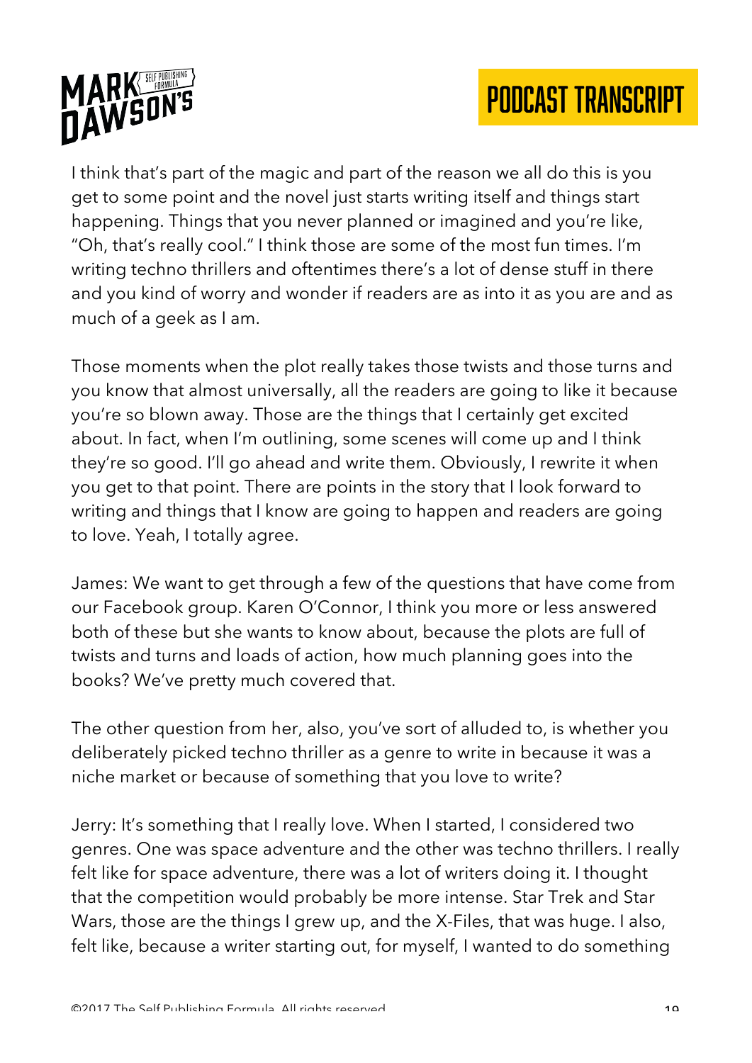I think that's part of the magic and part of the reason we all do this is you get to some point and the novel just starts writing itself and things start happening. Things that you never planned or imagined and you're like, "Oh, that's really cool." I think those are some of the most fun times. I'm writing techno thrillers and oftentimes there's a lot of dense stuff in there and you kind of worry and wonder if readers are as into it as you are and as much of a geek as I am.

Those moments when the plot really takes those twists and those turns and you know that almost universally, all the readers are going to like it because you're so blown away. Those are the things that I certainly get excited about. In fact, when I'm outlining, some scenes will come up and I think they're so good. I'll go ahead and write them. Obviously, I rewrite it when you get to that point. There are points in the story that I look forward to writing and things that I know are going to happen and readers are going to love. Yeah, I totally agree.

James: We want to get through a few of the questions that have come from our Facebook group. Karen O'Connor, I think you more or less answered both of these but she wants to know about, because the plots are full of twists and turns and loads of action, how much planning goes into the books? We've pretty much covered that.

The other question from her, also, you've sort of alluded to, is whether you deliberately picked techno thriller as a genre to write in because it was a niche market or because of something that you love to write?

Jerry: It's something that I really love. When I started, I considered two genres. One was space adventure and the other was techno thrillers. I really felt like for space adventure, there was a lot of writers doing it. I thought that the competition would probably be more intense. Star Trek and Star Wars, those are the things I grew up, and the X-Files, that was huge. I also, felt like, because a writer starting out, for myself, I wanted to do something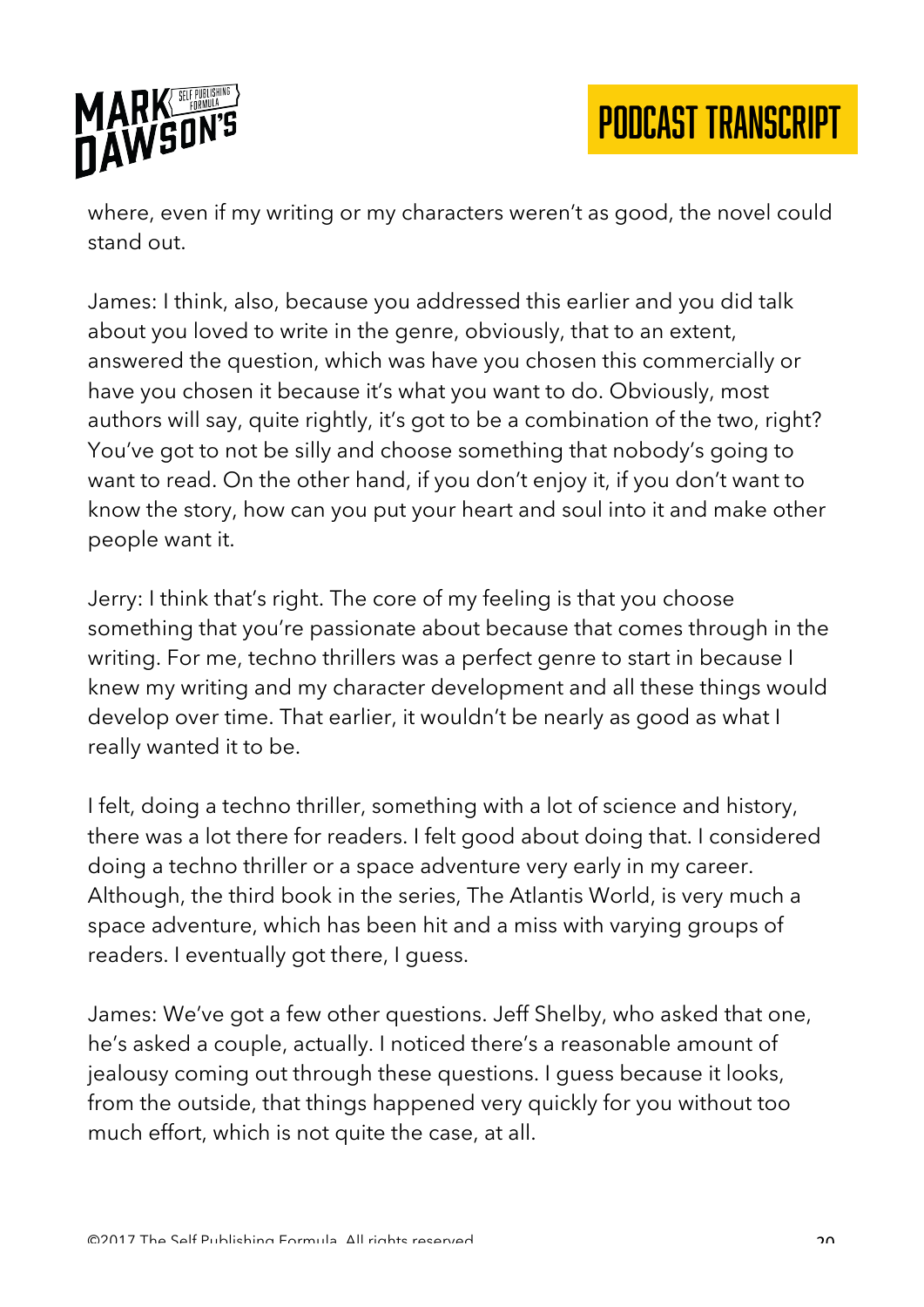where, even if my writing or my characters weren't as good, the novel could stand out.

James: I think, also, because you addressed this earlier and you did talk about you loved to write in the genre, obviously, that to an extent, answered the question, which was have you chosen this commercially or have you chosen it because it's what you want to do. Obviously, most authors will say, quite rightly, it's got to be a combination of the two, right? You've got to not be silly and choose something that nobody's going to want to read. On the other hand, if you don't enjoy it, if you don't want to know the story, how can you put your heart and soul into it and make other people want it.

Jerry: I think that's right. The core of my feeling is that you choose something that you're passionate about because that comes through in the writing. For me, techno thrillers was a perfect genre to start in because I knew my writing and my character development and all these things would develop over time. That earlier, it wouldn't be nearly as good as what I really wanted it to be.

I felt, doing a techno thriller, something with a lot of science and history, there was a lot there for readers. I felt good about doing that. I considered doing a techno thriller or a space adventure very early in my career. Although, the third book in the series, The Atlantis World, is very much a space adventure, which has been hit and a miss with varying groups of readers. I eventually got there, I guess.

James: We've got a few other questions. Jeff Shelby, who asked that one, he's asked a couple, actually. I noticed there's a reasonable amount of jealousy coming out through these questions. I guess because it looks, from the outside, that things happened very quickly for you without too much effort, which is not quite the case, at all.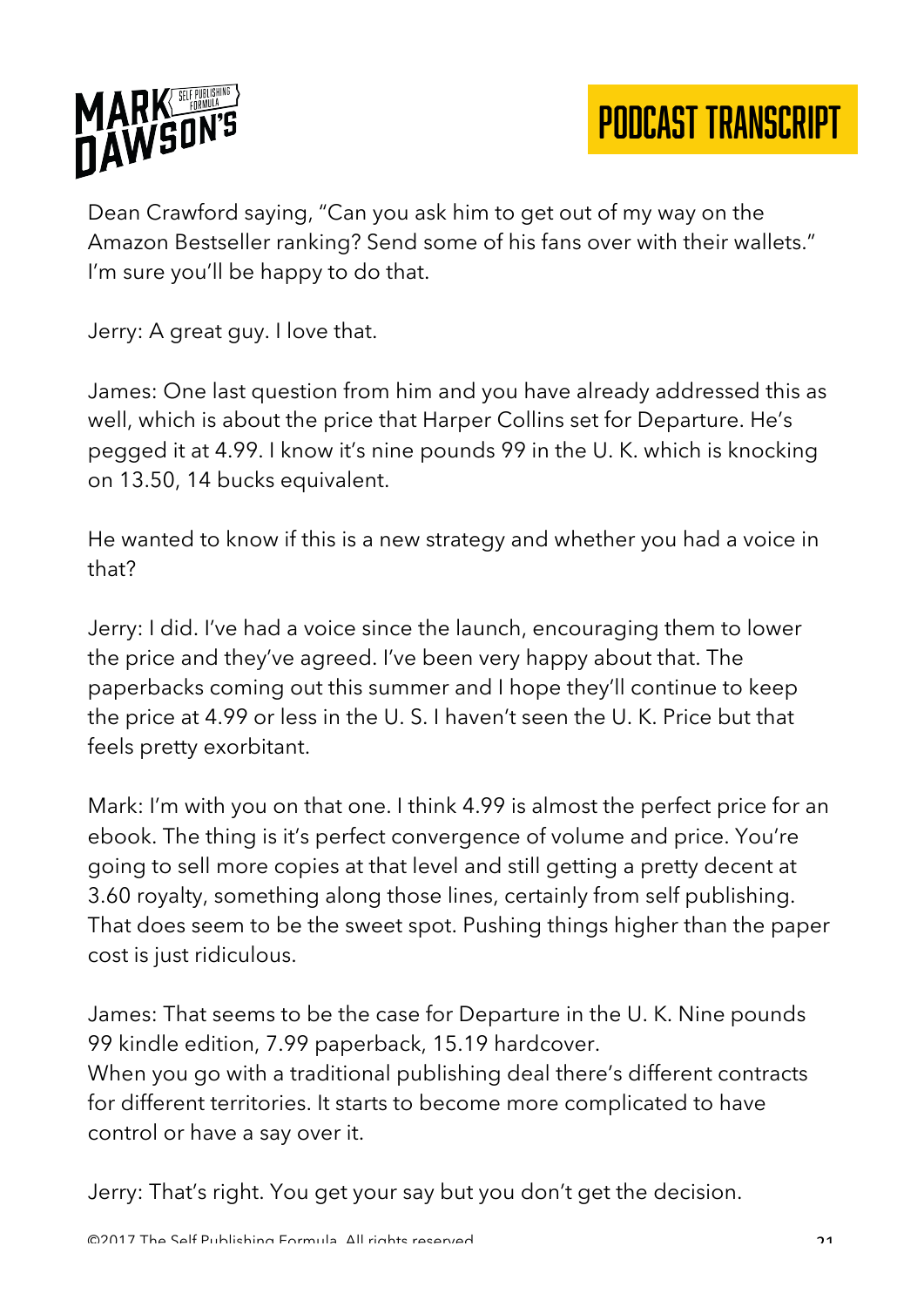Dean Crawford saying, "Can you ask him to get out of my way on the Amazon Bestseller ranking? Send some of his fans over with their wallets." I'm sure you'll be happy to do that.

Jerry: A great guy. I love that.

James: One last question from him and you have already addressed this as well, which is about the price that Harper Collins set for Departure. He's pegged it at 4.99. I know it's nine pounds 99 in the U. K. which is knocking on 13.50, 14 bucks equivalent.

He wanted to know if this is a new strategy and whether you had a voice in that?

Jerry: I did. I've had a voice since the launch, encouraging them to lower the price and they've agreed. I've been very happy about that. The paperbacks coming out this summer and I hope they'll continue to keep the price at 4.99 or less in the U. S. I haven't seen the U. K. Price but that feels pretty exorbitant.

Mark: I'm with you on that one. I think 4.99 is almost the perfect price for an ebook. The thing is it's perfect convergence of volume and price. You're going to sell more copies at that level and still getting a pretty decent at 3.60 royalty, something along those lines, certainly from self publishing. That does seem to be the sweet spot. Pushing things higher than the paper cost is just ridiculous.

James: That seems to be the case for Departure in the U. K. Nine pounds 99 kindle edition, 7.99 paperback, 15.19 hardcover.
When you go with a traditional publishing deal there's different contracts for different territories. It starts to become more complicated to have control or have a say over it.

Jerry: That's right. You get your say but you don't get the decision.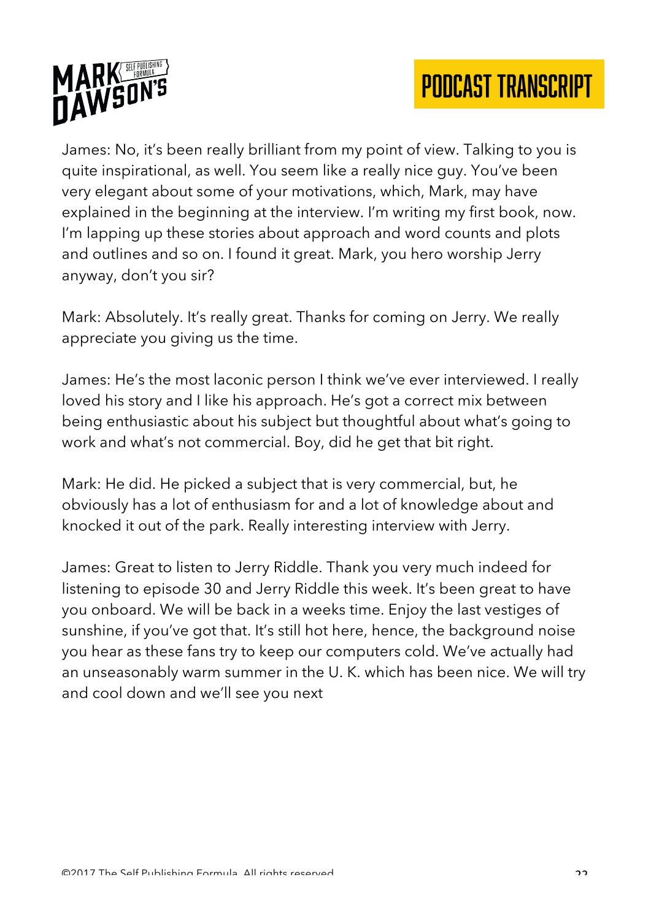James: No, it's been really brilliant from my point of view. Talking to you is quite inspirational, as well. You seem like a really nice guy. You've been very elegant about some of your motivations, which, Mark, may have explained in the beginning at the interview. I'm writing my first book, now. I'm lapping up these stories about approach and word counts and plots and outlines and so on. I found it great. Mark, you hero worship Jerry anyway, don't you sir?

Mark: Absolutely. It's really great. Thanks for coming on Jerry. We really appreciate you giving us the time.

James: He's the most laconic person I think we've ever interviewed. I really loved his story and I like his approach. He's got a correct mix between being enthusiastic about his subject but thoughtful about what's going to work and what's not commercial. Boy, did he get that bit right.

Mark: He did. He picked a subject that is very commercial, but, he obviously has a lot of enthusiasm for and a lot of knowledge about and knocked it out of the park. Really interesting interview with Jerry.

James: Great to listen to Jerry Riddle. Thank you very much indeed for listening to episode 30 and Jerry Riddle this week. It's been great to have you onboard. We will be back in a weeks time. Enjoy the last vestiges of sunshine, if you've got that. It's still hot here, hence, the background noise you hear as these fans try to keep our computers cold. We've actually had an unseasonably warm summer in the U. K. which has been nice. We will try and cool down and we'll see you next